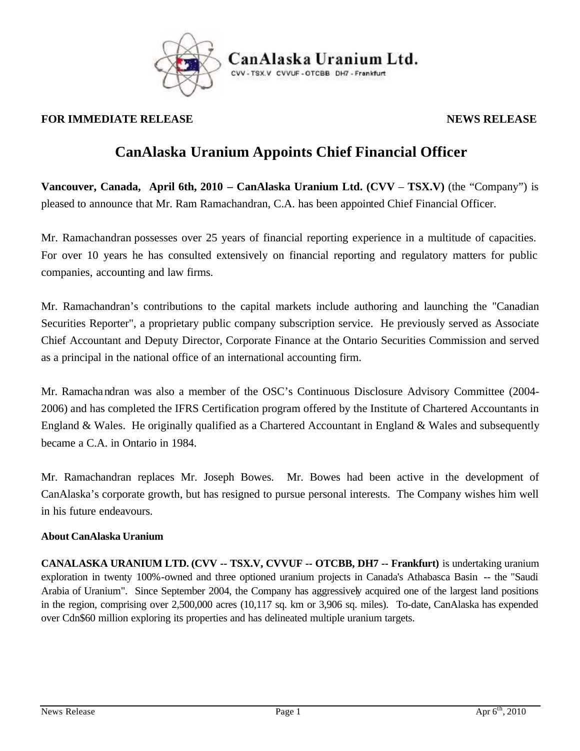CanAlaska Uranium Ltd.

CVV - TSX.V CVVUF - OTCBB DH7 - Frankfurt

**FOR IMMEDIATE RELEASE** **NEWS RELEASE**

# CanAlaska Uranium Appoints Chief Financial Officer

**Vancouver, Canada, April 6th, 2010 – CanAlaska Uranium Ltd. (CVV – TSX.V)** (the "Company") is pleased to announce that Mr. Ram Ramachandran, C.A. has been appointed Chief Financial Officer.

Mr. Ramachandran possesses over 25 years of financial reporting experience in a multitude of capacities. For over 10 years he has consulted extensively on financial reporting and regulatory matters for public companies, accounting and law firms.

Mr. Ramachandran's contributions to the capital markets include authoring and launching the "Canadian Securities Reporter", a proprietary public company subscription service. He previously served as Associate Chief Accountant and Deputy Director, Corporate Finance at the Ontario Securities Commission and served as a principal in the national office of an international accounting firm.

Mr. Ramachandran was also a member of the OSC's Continuous Disclosure Advisory Committee (2004-2006) and has completed the IFRS Certification program offered by the Institute of Chartered Accountants in England & Wales. He originally qualified as a Chartered Accountant in England & Wales and subsequently became a C.A. in Ontario in 1984.

Mr. Ramachandran replaces Mr. Joseph Bowes. Mr. Bowes had been active in the development of CanAlaska's corporate growth, but has resigned to pursue personal interests. The Company wishes him well in his future endeavours.

**About CanAlaska Uranium**

**CANALASKA URANIUM LTD. (CVV -- TSX.V, CVVUF -- OTCBB, DH7 -- Frankfurt)** is undertaking uranium exploration in twenty 100%-owned and three optioned uranium projects in Canada's Athabasca Basin -- the "Saudi Arabia of Uranium". Since September 2004, the Company has aggressively acquired one of the largest land positions in the region, comprising over 2,500,000 acres (10,117 sq. km or 3,906 sq. miles). To-date, CanAlaska has expended over Cdn$60 million exploring its properties and has delineated multiple uranium targets.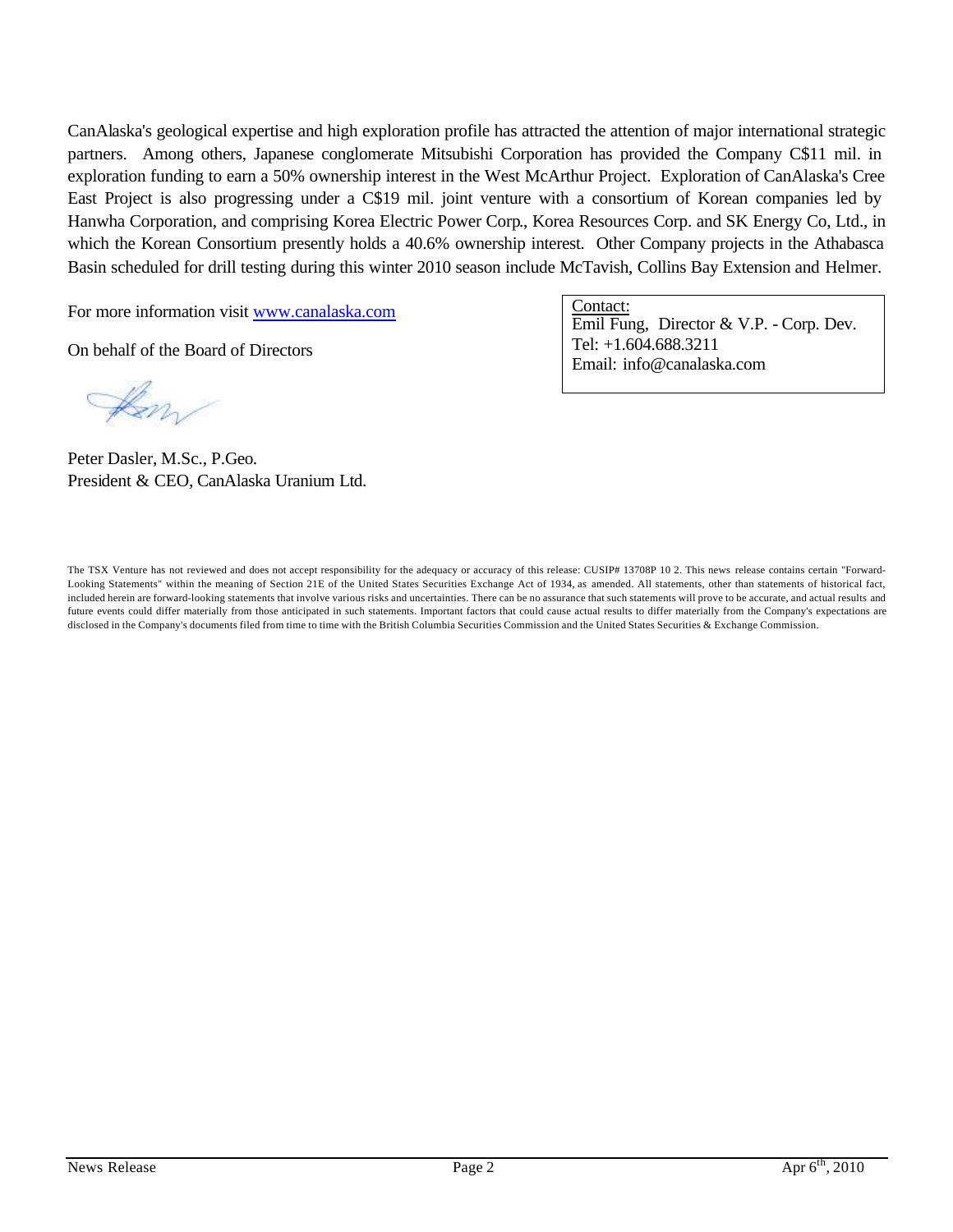CanAlaska's geological expertise and high exploration profile has attracted the attention of major international strategic partners. Among others, Japanese conglomerate Mitsubishi Corporation has provided the Company C$11 mil. in exploration funding to earn a 50% ownership interest in the West McArthur Project. Exploration of CanAlaska's Cree East Project is also progressing under a C$19 mil. joint venture with a consortium of Korean companies led by Hanwha Corporation, and comprising Korea Electric Power Corp., Korea Resources Corp. and SK Energy Co, Ltd., in which the Korean Consortium presently holds a 40.6% ownership interest. Other Company projects in the Athabasca Basin scheduled for drill testing during this winter 2010 season include McTavish, Collins Bay Extension and Helmer.

For more information visit [www.canalaska.com](http://www.canalaska.com)

On behalf of the Board of Directors

Peter Dasler, M.Sc., P.Geo.
President & CEO, CanAlaska Uranium Ltd.

Contact:
Emil Fung, Director & V.P. - Corp. Dev.
Tel: +1.604.688.3211
Email: info@canalaska.com

The TSX Venture has not reviewed and does not accept responsibility for the adequacy or accuracy of this release: CUSIP# 13708P 10 2. This news release contains certain "Forward-Looking Statements" within the meaning of Section 21E of the United States Securities Exchange Act of 1934, as amended. All statements, other than statements of historical fact, included herein are forward-looking statements that involve various risks and uncertainties. There can be no assurance that such statements will prove to be accurate, and actual results and future events could differ materially from those anticipated in such statements. Important factors that could cause actual results to differ materially from the Company's expectations are disclosed in the Company's documents filed from time to time with the British Columbia Securities Commission and the United States Securities & Exchange Commission.